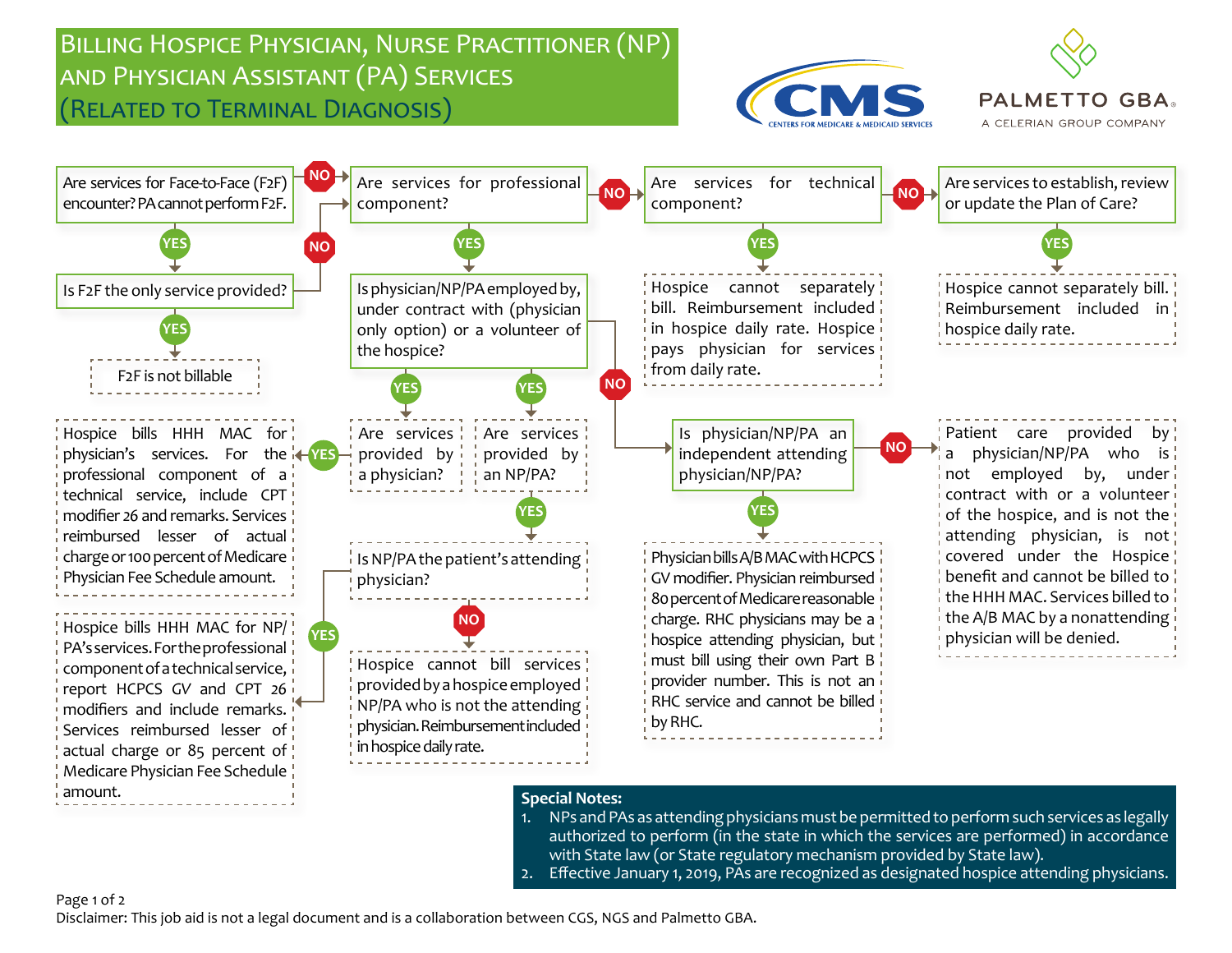# Billing Hospice Physician, Nurse Practitioner (NP) and Physician Assistant (PA) Services (Related to Terminal Diagnosis)

CMS — Centers for Medicare & Medicaid Services

PALMETTO GBA — A Celerian Group Company

**Are services for Face-to-Face (F2F) encounter? PA cannot perform F2F.**

- **YES** → **Is F2F the only service provided?**
  - **YES** → F2F is not billable
  - **NO** → go to "Are services for professional component?"
- **NO** → **Are services for professional component?**
  - **YES** → **Is physician/NP/PA employed by, under contract with (physician only option) or a volunteer of the hospice?**
    - **YES** → **Are services provided by a physician?**
      - **YES** → Hospice bills HHH MAC for physician's services. For the professional component of a technical service, include CPT modifier 26 and remarks. Services reimbursed lesser of actual charge or 100 percent of Medicare Physician Fee Schedule amount.
    - **YES** → **Are services provided by an NP/PA?**
      - **YES** → **Is NP/PA the patient's attending physician?**
        - **YES** → Hospice bills HHH MAC for NP/PA's services. For the professional component of a technical service, report HCPCS GV and CPT 26 modifiers and include remarks. Services reimbursed lesser of actual charge or 85 percent of Medicare Physician Fee Schedule amount.
        - **NO** → Hospice cannot bill services provided by a hospice employed NP/PA who is not the attending physician. Reimbursement included in hospice daily rate.
    - **NO** → **Is physician/NP/PA an independent attending physician/NP/PA?**
      - **YES** → Physician bills A/B MAC with HCPCS GV modifier. Physician reimbursed 80 percent of Medicare reasonable charge. RHC physicians may be a hospice attending physician, but must bill using their own Part B provider number. This is not an RHC service and cannot be billed by RHC.
      - **NO** → Patient care provided by a physician/NP/PA who is not employed by, under contract with or a volunteer of the hospice, and is not the attending physician, is not covered under the Hospice benefit and cannot be billed to the HHH MAC. Services billed to the A/B MAC by a nonattending physician will be denied.
  - **NO** → **Are services for technical component?**
    - **YES** → Hospice cannot separately bill. Reimbursement included in hospice daily rate. Hospice pays physician for services from daily rate.
    - **NO** → **Are services to establish, review or update the Plan of Care?**
      - **YES** → Hospice cannot separately bill. Reimbursement included in hospice daily rate.

**Special Notes:**

1. NPs and PAs as attending physicians must be permitted to perform such services as legally authorized to perform (in the state in which the services are performed) in accordance with State law (or State regulatory mechanism provided by State law).
2. Effective January 1, 2019, PAs are recognized as designated hospice attending physicians.

Disclaimer: This job aid is not a legal document and is a collaboration between CGS, NGS and Palmetto GBA.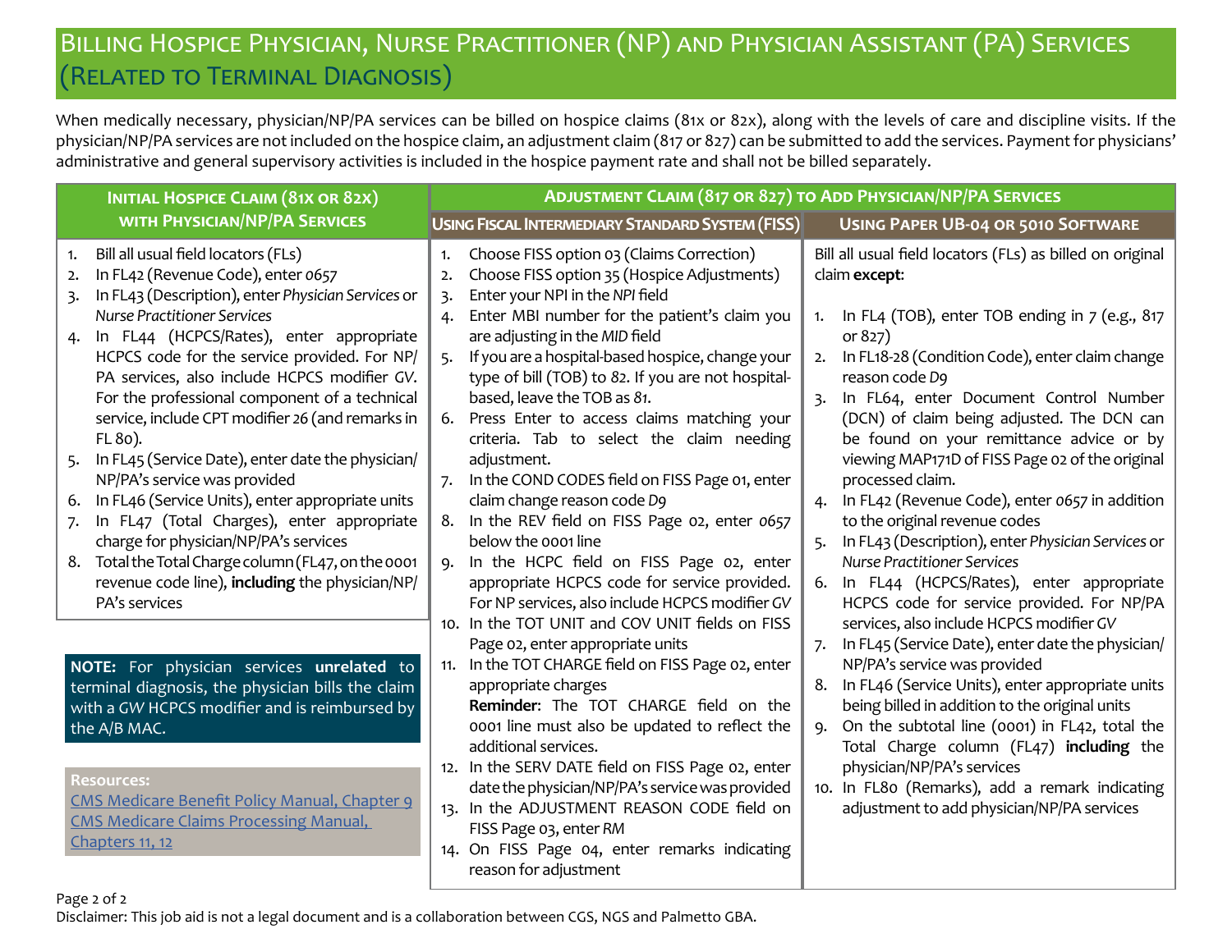# Billing Hospice Physician, Nurse Practitioner (NP) and Physician Assistant (PA) Services (Related to Terminal Diagnosis)

When medically necessary, physician/NP/PA services can be billed on hospice claims (81x or 82x), along with the levels of care and discipline visits. If the physician/NP/PA services are not included on the hospice claim, an adjustment claim (817 or 827) can be submitted to add the services. Payment for physicians' administrative and general supervisory activities is included in the hospice payment rate and shall not be billed separately.

## Initial Hospice Claim (81x or 82x) with Physician/NP/PA Services

1. Bill all usual field locators (FLs)
2. In FL42 (Revenue Code), enter *0657*
3. In FL43 (Description), enter *Physician Services* or *Nurse Practitioner Services*
4. In FL44 (HCPCS/Rates), enter appropriate HCPCS code for the service provided. For NP/PA services, also include HCPCS modifier *GV*. For the professional component of a technical service, include CPT modifier *26* (and remarks in FL 80).
5. In FL45 (Service Date), enter date the physician/NP/PA's service was provided
6. In FL46 (Service Units), enter appropriate units
7. In FL47 (Total Charges), enter appropriate charge for physician/NP/PA's services
8. Total the Total Charge column (FL47, on the 0001 revenue code line), **including** the physician/NP/PA's services

**NOTE:** For physician services **unrelated** to terminal diagnosis, the physician bills the claim with a *GW* HCPCS modifier and is reimbursed by the A/B MAC.

**Resources:**

[CMS Medicare Benefit Policy Manual, Chapter 9](#)
[CMS Medicare Claims Processing Manual, Chapters 11, 12](#)

## Adjustment Claim (817 or 827) to Add Physician/NP/PA Services

### Using Fiscal Intermediary Standard System (FISS)

1. Choose FISS option 03 (Claims Correction)
2. Choose FISS option 35 (Hospice Adjustments)
3. Enter your NPI in the *NPI* field
4. Enter MBI number for the patient's claim you are adjusting in the *MID* field
5. If you are a hospital-based hospice, change your type of bill (TOB) to *82*. If you are not hospital-based, leave the TOB as *81*.
6. Press Enter to access claims matching your criteria. Tab to select the claim needing adjustment.
7. In the COND CODES field on FISS Page 01, enter claim change reason code *D9*
8. In the REV field on FISS Page 02, enter *0657* below the 0001 line
9. In the HCPC field on FISS Page 02, enter appropriate HCPCS code for service provided. For NP services, also include HCPCS modifier *GV*
10. In the TOT UNIT and COV UNIT fields on FISS Page 02, enter appropriate units
11. In the TOT CHARGE field on FISS Page 02, enter appropriate charges
    **Reminder**: The TOT CHARGE field on the 0001 line must also be updated to reflect the additional services.
12. In the SERV DATE field on FISS Page 02, enter date the physician/NP/PA's service was provided
13. In the ADJUSTMENT REASON CODE field on FISS Page 03, enter *RM*
14. On FISS Page 04, enter remarks indicating reason for adjustment

### Using Paper UB-04 or 5010 Software

Bill all usual field locators (FLs) as billed on original claim **except**:

1. In FL4 (TOB), enter TOB ending in *7* (e.g., 817 or 827)
2. In FL18-28 (Condition Code), enter claim change reason code *D9*
3. In FL64, enter Document Control Number (DCN) of claim being adjusted. The DCN can be found on your remittance advice or by viewing MAP171D of FISS Page 02 of the original processed claim.
4. In FL42 (Revenue Code), enter *0657* in addition to the original revenue codes
5. In FL43 (Description), enter *Physician Services* or *Nurse Practitioner Services*
6. In FL44 (HCPCS/Rates), enter appropriate HCPCS code for service provided. For NP/PA services, also include HCPCS modifier *GV*
7. In FL45 (Service Date), enter date the physician/NP/PA's service was provided
8. In FL46 (Service Units), enter appropriate units being billed in addition to the original units
9. On the subtotal line (0001) in FL42, total the Total Charge column (FL47) **including** the physician/NP/PA's services
10. In FL80 (Remarks), add a remark indicating adjustment to add physician/NP/PA services

Disclaimer: This job aid is not a legal document and is a collaboration between CGS, NGS and Palmetto GBA.